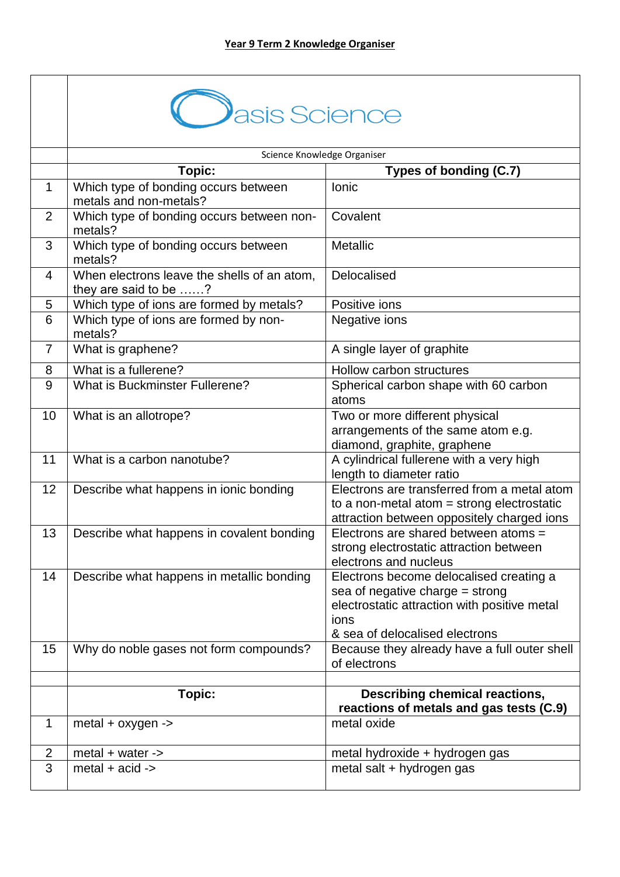# Year 9 Term 2 Knowledge Organiser

Oasis Science

Science Knowledge Organiser

| | Topic: | Types of bonding (C.7) |
|---|---|---|
| 1 | Which type of bonding occurs between metals and non-metals? | Ionic |
| 2 | Which type of bonding occurs between non-metals? | Covalent |
| 3 | Which type of bonding occurs between metals? | Metallic |
| 4 | When electrons leave the shells of an atom, they are said to be ……? | Delocalised |
| 5 | Which type of ions are formed by metals? | Positive ions |
| 6 | Which type of ions are formed by non-metals? | Negative ions |
| 7 | What is graphene? | A single layer of graphite |
| 8 | What is a fullerene? | Hollow carbon structures |
| 9 | What is Buckminster Fullerene? | Spherical carbon shape with 60 carbon atoms |
| 10 | What is an allotrope? | Two or more different physical arrangements of the same atom e.g. diamond, graphite, graphene |
| 11 | What is a carbon nanotube? | A cylindrical fullerene with a very high length to diameter ratio |
| 12 | Describe what happens in ionic bonding | Electrons are transferred from a metal atom to a non-metal atom = strong electrostatic attraction between oppositely charged ions |
| 13 | Describe what happens in covalent bonding | Electrons are shared between atoms = strong electrostatic attraction between electrons and nucleus |
| 14 | Describe what happens in metallic bonding | Electrons become delocalised creating a sea of negative charge = strong electrostatic attraction with positive metal ions & sea of delocalised electrons |
| 15 | Why do noble gases not form compounds? | Because they already have a full outer shell of electrons |

| | Topic: | Describing chemical reactions, reactions of metals and gas tests (C.9) |
|---|---|---|
| 1 | metal + oxygen -> | metal oxide |
| 2 | metal + water -> | metal hydroxide + hydrogen gas |
| 3 | metal + acid -> | metal salt + hydrogen gas |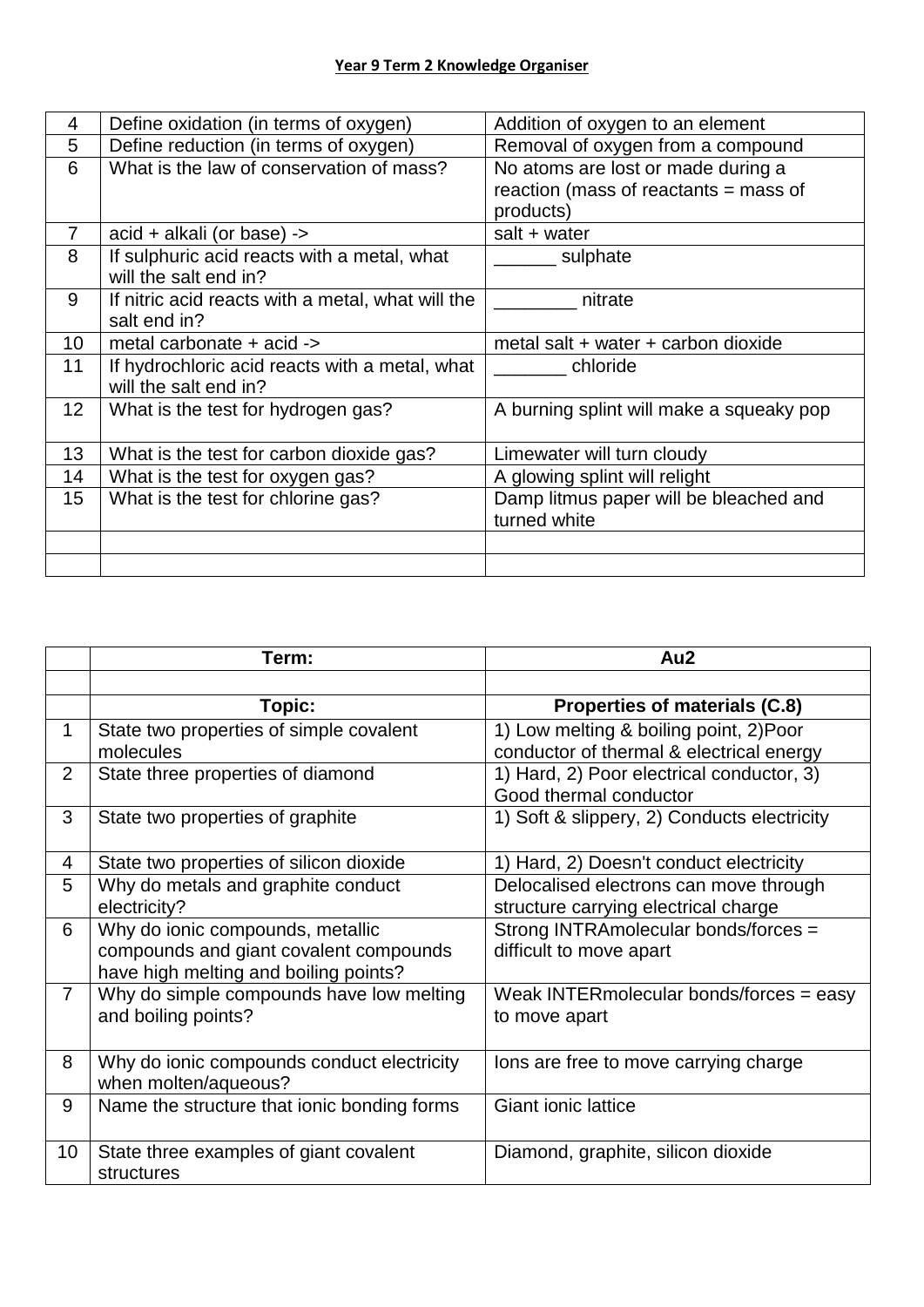**Year 9 Term 2 Knowledge Organiser**

| | | |
|---|---|---|
| 4 | Define oxidation (in terms of oxygen) | Addition of oxygen to an element |
| 5 | Define reduction (in terms of oxygen) | Removal of oxygen from a compound |
| 6 | What is the law of conservation of mass? | No atoms are lost or made during a reaction (mass of reactants = mass of products) |
| 7 | acid + alkali (or base) -> | salt + water |
| 8 | If sulphuric acid reacts with a metal, what will the salt end in? | ______ sulphate |
| 9 | If nitric acid reacts with a metal, what will the salt end in? | ________ nitrate |
| 10 | metal carbonate + acid -> | metal salt + water + carbon dioxide |
| 11 | If hydrochloric acid reacts with a metal, what will the salt end in? | _______ chloride |
| 12 | What is the test for hydrogen gas? | A burning splint will make a squeaky pop |
| 13 | What is the test for carbon dioxide gas? | Limewater will turn cloudy |
| 14 | What is the test for oxygen gas? | A glowing splint will relight |
| 15 | What is the test for chlorine gas? | Damp litmus paper will be bleached and turned white |
| | | |
| | | |

| | **Term:** | **Au2** |
|---|---|---|
| | | |
| | **Topic:** | **Properties of materials (C.8)** |
| 1 | State two properties of simple covalent molecules | 1) Low melting & boiling point, 2)Poor conductor of thermal & electrical energy |
| 2 | State three properties of diamond | 1) Hard, 2) Poor electrical conductor, 3) Good thermal conductor |
| 3 | State two properties of graphite | 1) Soft & slippery, 2) Conducts electricity |
| 4 | State two properties of silicon dioxide | 1) Hard, 2) Doesn't conduct electricity |
| 5 | Why do metals and graphite conduct electricity? | Delocalised electrons can move through structure carrying electrical charge |
| 6 | Why do ionic compounds, metallic compounds and giant covalent compounds have high melting and boiling points? | Strong INTRAmolecular bonds/forces = difficult to move apart |
| 7 | Why do simple compounds have low melting and boiling points? | Weak INTERmolecular bonds/forces = easy to move apart |
| 8 | Why do ionic compounds conduct electricity when molten/aqueous? | Ions are free to move carrying charge |
| 9 | Name the structure that ionic bonding forms | Giant ionic lattice |
| 10 | State three examples of giant covalent structures | Diamond, graphite, silicon dioxide |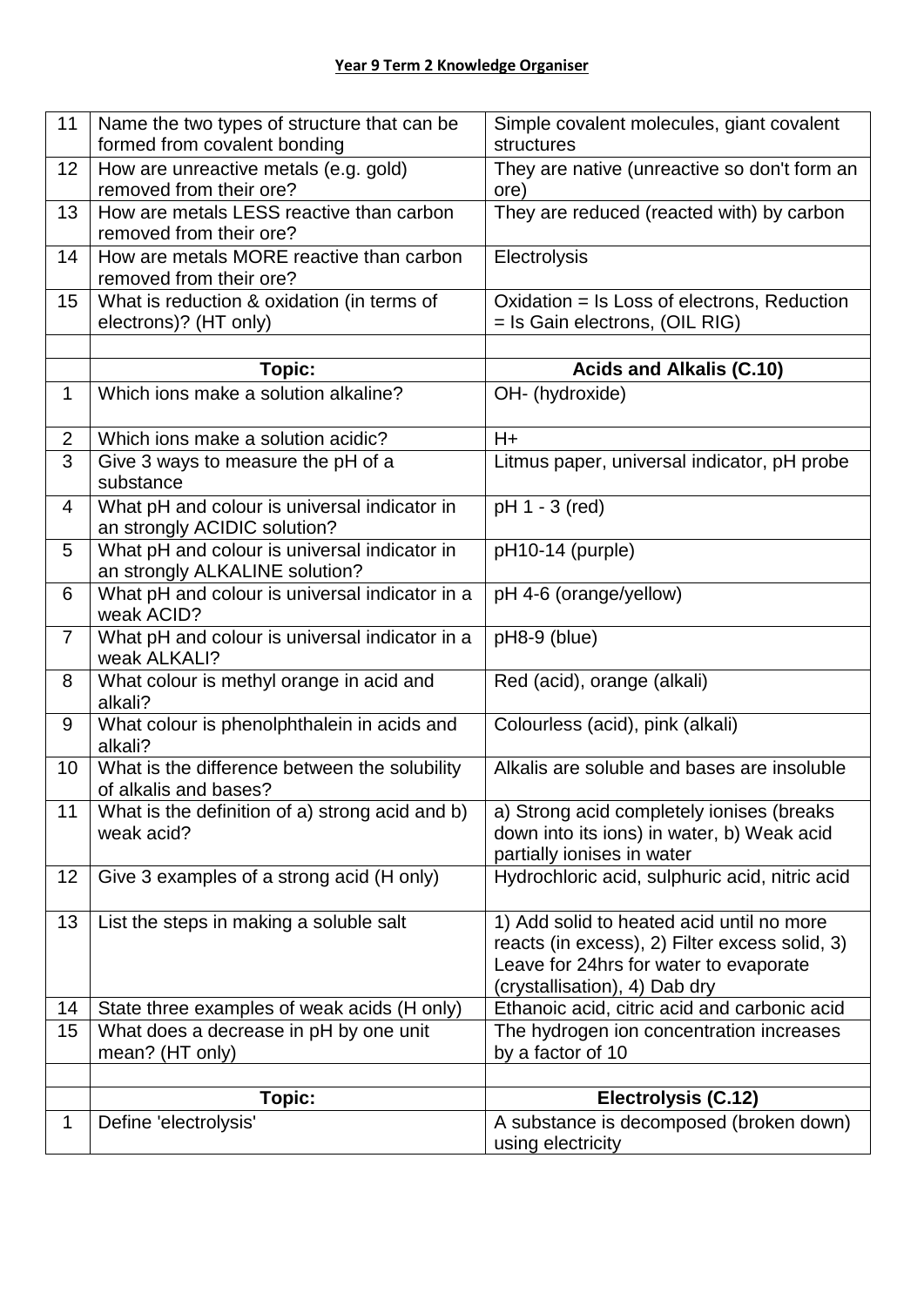**Year 9 Term 2 Knowledge Organiser**

| | | |
|---|---|---|
| 11 | Name the two types of structure that can be formed from covalent bonding | Simple covalent molecules, giant covalent structures |
| 12 | How are unreactive metals (e.g. gold) removed from their ore? | They are native (unreactive so don't form an ore) |
| 13 | How are metals LESS reactive than carbon removed from their ore? | They are reduced (reacted with) by carbon |
| 14 | How are metals MORE reactive than carbon removed from their ore? | Electrolysis |
| 15 | What is reduction & oxidation (in terms of electrons)? (HT only) | Oxidation = Is Loss of electrons, Reduction = Is Gain electrons, (OIL RIG) |
| | | |
| | **Topic:** | **Acids and Alkalis (C.10)** |
| 1 | Which ions make a solution alkaline? | OH- (hydroxide) |
| 2 | Which ions make a solution acidic? | H+ |
| 3 | Give 3 ways to measure the pH of a substance | Litmus paper, universal indicator, pH probe |
| 4 | What pH and colour is universal indicator in an strongly ACIDIC solution? | pH 1 - 3 (red) |
| 5 | What pH and colour is universal indicator in an strongly ALKALINE solution? | pH10-14 (purple) |
| 6 | What pH and colour is universal indicator in a weak ACID? | pH 4-6 (orange/yellow) |
| 7 | What pH and colour is universal indicator in a weak ALKALI? | pH8-9 (blue) |
| 8 | What colour is methyl orange in acid and alkali? | Red (acid), orange (alkali) |
| 9 | What colour is phenolphthalein in acids and alkali? | Colourless (acid), pink (alkali) |
| 10 | What is the difference between the solubility of alkalis and bases? | Alkalis are soluble and bases are insoluble |
| 11 | What is the definition of a) strong acid and b) weak acid? | a) Strong acid completely ionises (breaks down into its ions) in water, b) Weak acid partially ionises in water |
| 12 | Give 3 examples of a strong acid (H only) | Hydrochloric acid, sulphuric acid, nitric acid |
| 13 | List the steps in making a soluble salt | 1) Add solid to heated acid until no more reacts (in excess), 2) Filter excess solid, 3) Leave for 24hrs for water to evaporate (crystallisation), 4) Dab dry |
| 14 | State three examples of weak acids (H only) | Ethanoic acid, citric acid and carbonic acid |
| 15 | What does a decrease in pH by one unit mean? (HT only) | The hydrogen ion concentration increases by a factor of 10 |
| | | |
| | **Topic:** | **Electrolysis (C.12)** |
| 1 | Define 'electrolysis' | A substance is decomposed (broken down) using electricity |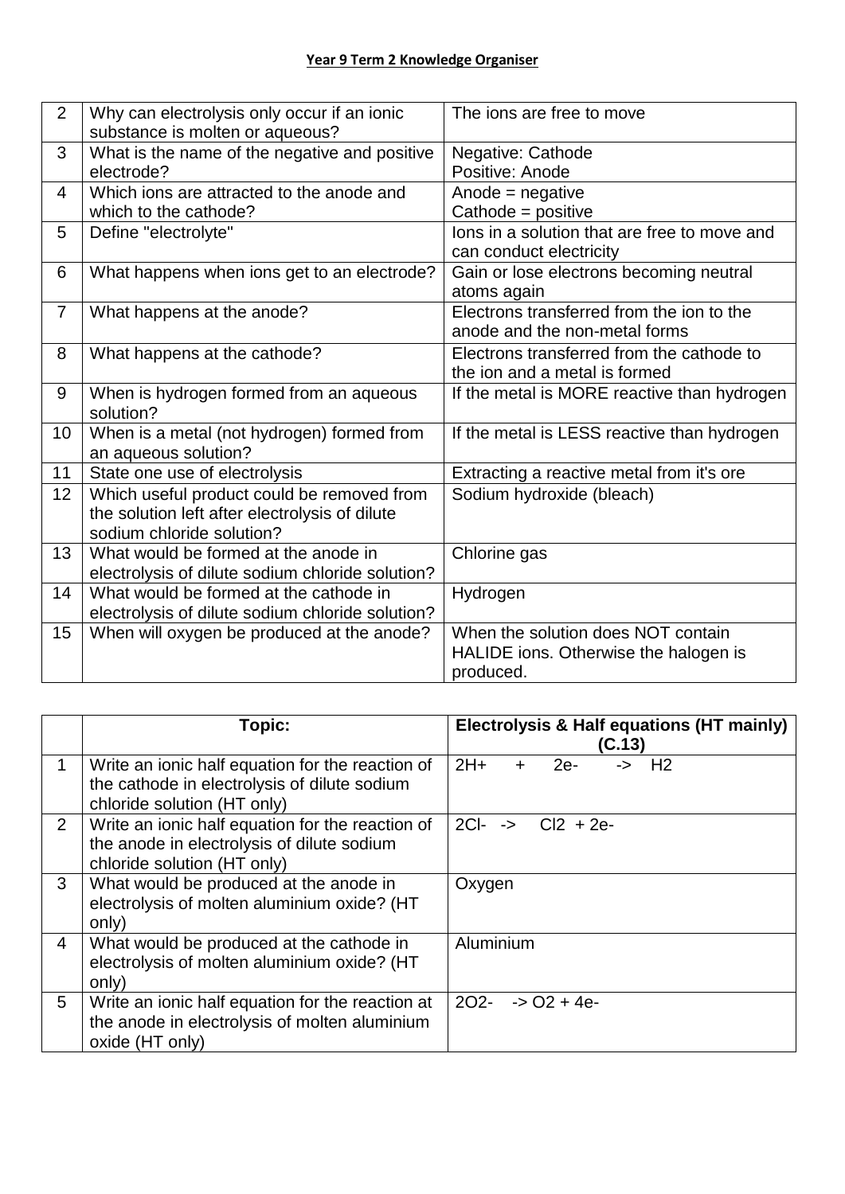**Year 9 Term 2 Knowledge Organiser**

| | | |
|---|---|---|
| 2 | Why can electrolysis only occur if an ionic substance is molten or aqueous? | The ions are free to move |
| 3 | What is the name of the negative and positive electrode? | Negative: Cathode<br>Positive: Anode |
| 4 | Which ions are attracted to the anode and which to the cathode? | Anode = negative<br>Cathode = positive |
| 5 | Define "electrolyte" | Ions in a solution that are free to move and can conduct electricity |
| 6 | What happens when ions get to an electrode? | Gain or lose electrons becoming neutral atoms again |
| 7 | What happens at the anode? | Electrons transferred from the ion to the anode and the non-metal forms |
| 8 | What happens at the cathode? | Electrons transferred from the cathode to the ion and a metal is formed |
| 9 | When is hydrogen formed from an aqueous solution? | If the metal is MORE reactive than hydrogen |
| 10 | When is a metal (not hydrogen) formed from an aqueous solution? | If the metal is LESS reactive than hydrogen |
| 11 | State one use of electrolysis | Extracting a reactive metal from it's ore |
| 12 | Which useful product could be removed from the solution left after electrolysis of dilute sodium chloride solution? | Sodium hydroxide (bleach) |
| 13 | What would be formed at the anode in electrolysis of dilute sodium chloride solution? | Chlorine gas |
| 14 | What would be formed at the cathode in electrolysis of dilute sodium chloride solution? | Hydrogen |
| 15 | When will oxygen be produced at the anode? | When the solution does NOT contain HALIDE ions. Otherwise the halogen is produced. |

| | Topic: | Electrolysis & Half equations (HT mainly) (C.13) |
|---|---|---|
| 1 | Write an ionic half equation for the reaction of the cathode in electrolysis of dilute sodium chloride solution (HT only) | $2H^+ + 2e^- \rightarrow H_2$ |
| 2 | Write an ionic half equation for the reaction of the anode in electrolysis of dilute sodium chloride solution (HT only) | $2Cl^- \rightarrow Cl_2 + 2e^-$ |
| 3 | What would be produced at the anode in electrolysis of molten aluminium oxide? (HT only) | Oxygen |
| 4 | What would be produced at the cathode in electrolysis of molten aluminium oxide? (HT only) | Aluminium |
| 5 | Write an ionic half equation for the reaction at the anode in electrolysis of molten aluminium oxide (HT only) | $2O^{2-} \rightarrow O_2 + 4e^-$ |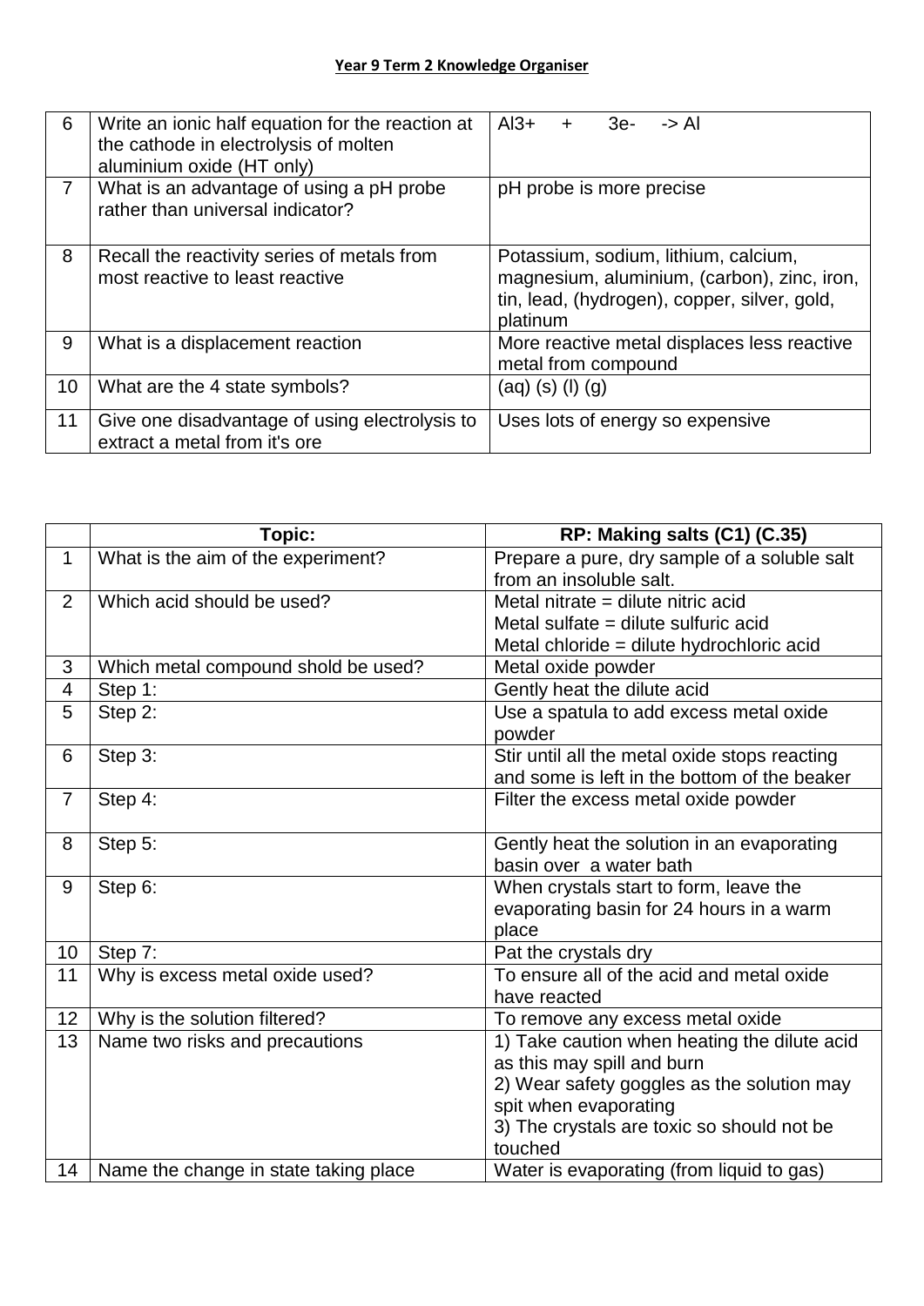**Year 9 Term 2 Knowledge Organiser**

| | | |
|---|---|---|
| 6 | Write an ionic half equation for the reaction at the cathode in electrolysis of molten aluminium oxide (HT only) | $Al^{3+}$ + $3e^-$ -> Al |
| 7 | What is an advantage of using a pH probe rather than universal indicator? | pH probe is more precise |
| 8 | Recall the reactivity series of metals from most reactive to least reactive | Potassium, sodium, lithium, calcium, magnesium, aluminium, (carbon), zinc, iron, tin, lead, (hydrogen), copper, silver, gold, platinum |
| 9 | What is a displacement reaction | More reactive metal displaces less reactive metal from compound |
| 10 | What are the 4 state symbols? | (aq) (s) (l) (g) |
| 11 | Give one disadvantage of using electrolysis to extract a metal from it's ore | Uses lots of energy so expensive |

| | Topic: | RP: Making salts (C1) (C.35) |
|---|---|---|
| 1 | What is the aim of the experiment? | Prepare a pure, dry sample of a soluble salt from an insoluble salt. |
| 2 | Which acid should be used? | Metal nitrate = dilute nitric acid<br>Metal sulfate = dilute sulfuric acid<br>Metal chloride = dilute hydrochloric acid |
| 3 | Which metal compound shold be used? | Metal oxide powder |
| 4 | Step 1: | Gently heat the dilute acid |
| 5 | Step 2: | Use a spatula to add excess metal oxide powder |
| 6 | Step 3: | Stir until all the metal oxide stops reacting and some is left in the bottom of the beaker |
| 7 | Step 4: | Filter the excess metal oxide powder |
| 8 | Step 5: | Gently heat the solution in an evaporating basin over a water bath |
| 9 | Step 6: | When crystals start to form, leave the evaporating basin for 24 hours in a warm place |
| 10 | Step 7: | Pat the crystals dry |
| 11 | Why is excess metal oxide used? | To ensure all of the acid and metal oxide have reacted |
| 12 | Why is the solution filtered? | To remove any excess metal oxide |
| 13 | Name two risks and precautions | 1) Take caution when heating the dilute acid as this may spill and burn<br>2) Wear safety goggles as the solution may spit when evaporating<br>3) The crystals are toxic so should not be touched |
| 14 | Name the change in state taking place | Water is evaporating (from liquid to gas) |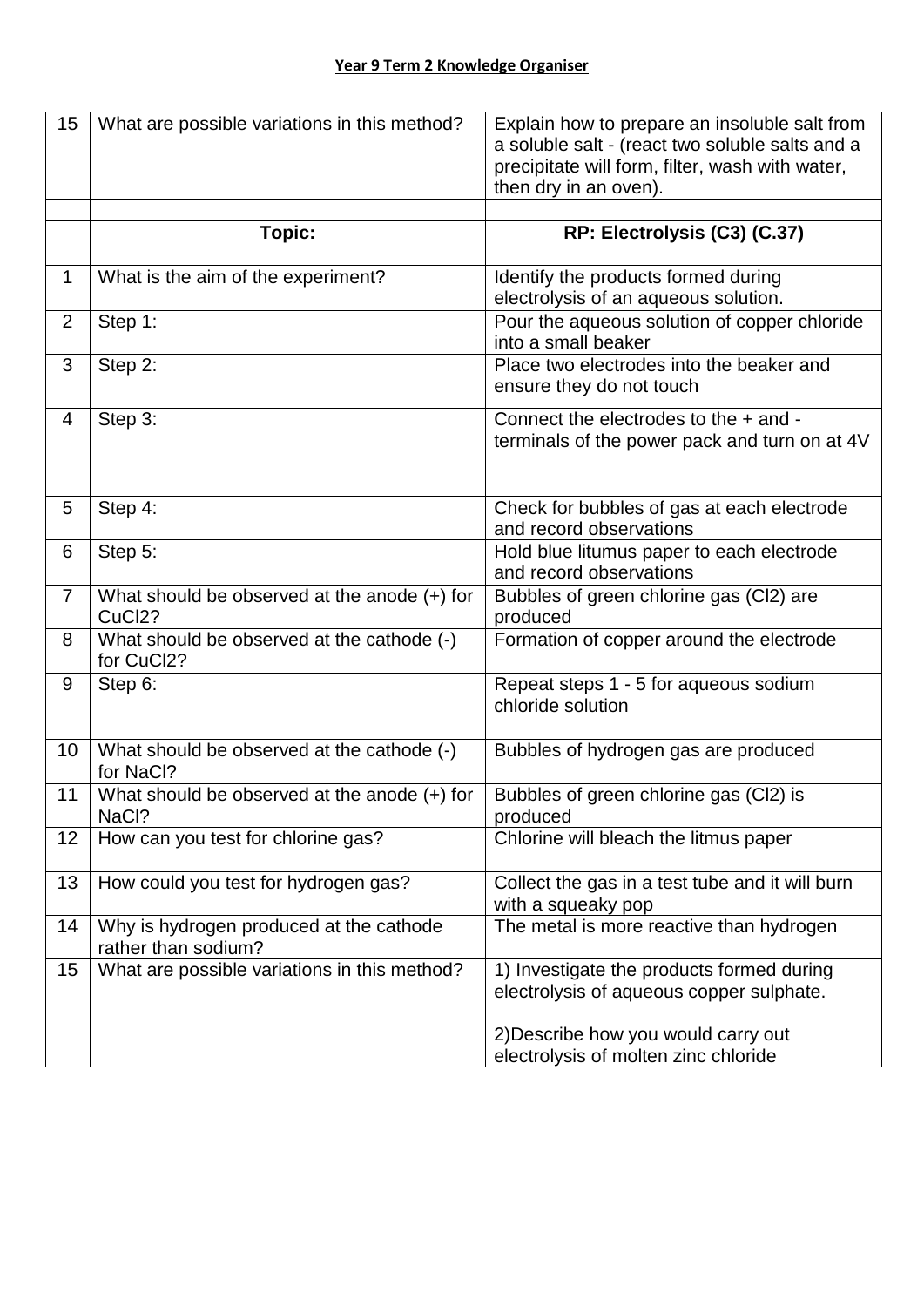**Year 9 Term 2 Knowledge Organiser**

| | | |
|---|---|---|
| 15 | What are possible variations in this method? | Explain how to prepare an insoluble salt from a soluble salt - (react two soluble salts and a precipitate will form, filter, wash with water, then dry in an oven). |
| | | |
| | **Topic:** | **RP: Electrolysis (C3) (C.37)** |
| 1 | What is the aim of the experiment? | Identify the products formed during electrolysis of an aqueous solution. |
| 2 | Step 1: | Pour the aqueous solution of copper chloride into a small beaker |
| 3 | Step 2: | Place two electrodes into the beaker and ensure they do not touch |
| 4 | Step 3: | Connect the electrodes to the + and - terminals of the power pack and turn on at 4V |
| 5 | Step 4: | Check for bubbles of gas at each electrode and record observations |
| 6 | Step 5: | Hold blue litumus paper to each electrode and record observations |
| 7 | What should be observed at the anode (+) for $CuCl_2$? | Bubbles of green chlorine gas ($Cl_2$) are produced |
| 8 | What should be observed at the cathode (-) for $CuCl_2$? | Formation of copper around the electrode |
| 9 | Step 6: | Repeat steps 1 - 5 for aqueous sodium chloride solution |
| 10 | What should be observed at the cathode (-) for NaCl? | Bubbles of hydrogen gas are produced |
| 11 | What should be observed at the anode (+) for NaCl? | Bubbles of green chlorine gas ($Cl_2$) is produced |
| 12 | How can you test for chlorine gas? | Chlorine will bleach the litmus paper |
| 13 | How could you test for hydrogen gas? | Collect the gas in a test tube and it will burn with a squeaky pop |
| 14 | Why is hydrogen produced at the cathode rather than sodium? | The metal is more reactive than hydrogen |
| 15 | What are possible variations in this method? | 1) Investigate the products formed during electrolysis of aqueous copper sulphate.<br><br>2)Describe how you would carry out electrolysis of molten zinc chloride |